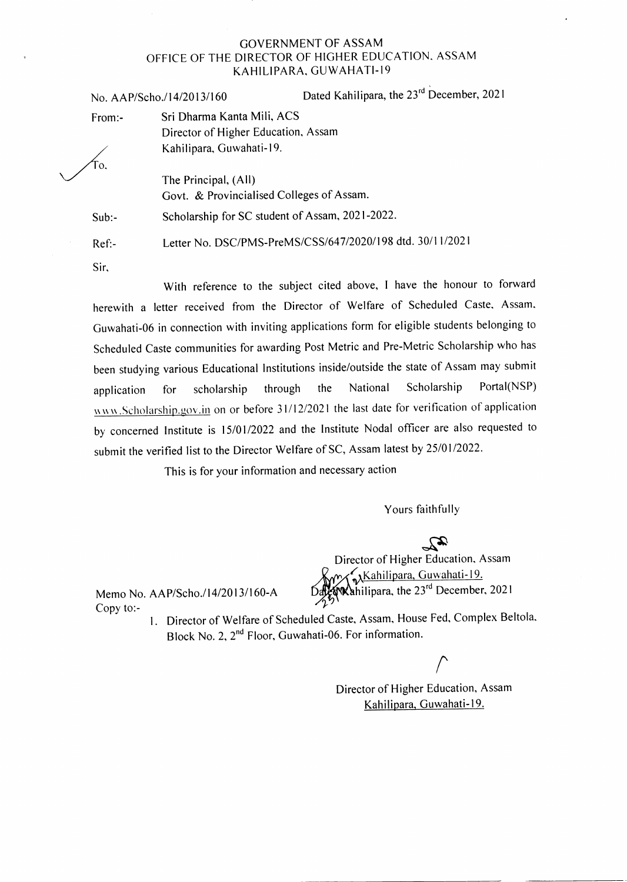GOVERNMENT OF ASSAM
OFFICE OF THE DIRECTOR OF HIGHER EDUCATION, ASSAM
KAHILIPARA, GUWAHATI-19

No. AAP/Scho./14/2013/160 Dated Kahilipara, the 23rd December, 2021

From:- Sri Dharma Kanta Mili, ACS
Director of Higher Education, Assam
Kahilipara, Guwahati-19.

To,
The Principal, (All)
Govt. & Provincialised Colleges of Assam.

Sub:- Scholarship for SC student of Assam, 2021-2022.

Ref:- Letter No. DSC/PMS-PreMS/CSS/647/2020/198 dtd. 30/11/2021

Sir,

With reference to the subject cited above, I have the honour to forward herewith a letter received from the Director of Welfare of Scheduled Caste, Assam, Guwahati-06 in connection with inviting applications form for eligible students belonging to Scheduled Caste communities for awarding Post Metric and Pre-Metric Scholarship who has been studying various Educational Institutions inside/outside the state of Assam may submit application for scholarship through the National Scholarship Portal(NSP) www.Scholarship.gov.in on or before 31/12/2021 the last date for verification of application by concerned Institute is 15/01/2022 and the Institute Nodal officer are also requested to submit the verified list to the Director Welfare of SC, Assam latest by 25/01/2022.

This is for your information and necessary action

Yours faithfully

Director of Higher Education, Assam
Kahilipara, Guwahati-19.

Memo No. AAP/Scho./14/2013/160-A Dated Kahilipara, the 23rd December, 2021

Copy to:-

1. Director of Welfare of Scheduled Caste, Assam, House Fed, Complex Beltola, Block No. 2, 2nd Floor, Guwahati-06. For information.

Director of Higher Education, Assam
Kahilipara, Guwahati-19.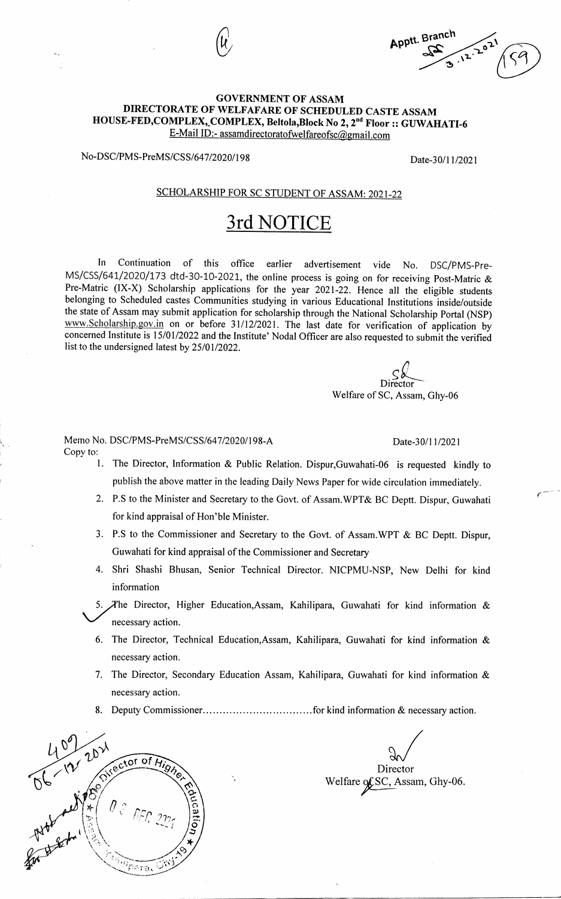**GOVERNMENT OF ASSAM**
**DIRECTORATE OF WELFAFARE OF SCHEDULED CASTE ASSAM**
**HOUSE-FED,COMPLEX,\_COMPLEX, Beltola,Block No 2, 2nd Floor :: GUWAHATI-6**
E-Mail ID:- assamdirectoratofwelfareofsc@gmail.com

No-DSC/PMS-PreMS/CSS/647/2020/198 Date-30/11/2021

SCHOLARSHIP FOR SC STUDENT OF ASSAM: 2021-22

# 3rd NOTICE

In Continuation of this office earlier advertisement vide No. DSC/PMS-Pre-MS/CSS/641/2020/173 dtd-30-10-2021, the online process is going on for receiving Post-Matric & Pre-Matric (IX-X) Scholarship applications for the year 2021-22. Hence all the eligible students belonging to Scheduled castes Communities studying in various Educational Institutions inside/outside the state of Assam may submit application for scholarship through the National Scholarship Portal (NSP) www.Scholarship.gov.in on or before 31/12/2021. The last date for verification of application by concerned Institute is 15/01/2022 and the Institute' Nodal Officer are also requested to submit the verified list to the undersigned latest by 25/01/2022.

Sd/-
Director
Welfare of SC, Assam, Ghy-06

Memo No. DSC/PMS-PreMS/CSS/647/2020/198-A Date-30/11/2021
Copy to:

1. The Director, Information & Public Relation. Dispur,Guwahati-06 is requested kindly to publish the above matter in the leading Daily News Paper for wide circulation immediately.
2. P.S to the Minister and Secretary to the Govt. of Assam.WPT& BC Deptt. Dispur, Guwahati for kind appraisal of Hon'ble Minister.
3. P.S to the Commissioner and Secretary to the Govt. of Assam.WPT & BC Deptt. Dispur, Guwahati for kind appraisal of the Commissioner and Secretary
4. Shri Shashi Bhusan, Senior Technical Director. NICPMU-NSP, New Delhi for kind information
5. The Director, Higher Education,Assam, Kahilipara, Guwahati for kind information & necessary action.
6. The Director, Technical Education,Assam, Kahilipara, Guwahati for kind information & necessary action.
7. The Director, Secondary Education Assam, Kahilipara, Guwahati for kind information & necessary action.
8. Deputy Commissioner................................for kind information & necessary action.

Director
Welfare of SC, Assam, Ghy-06.